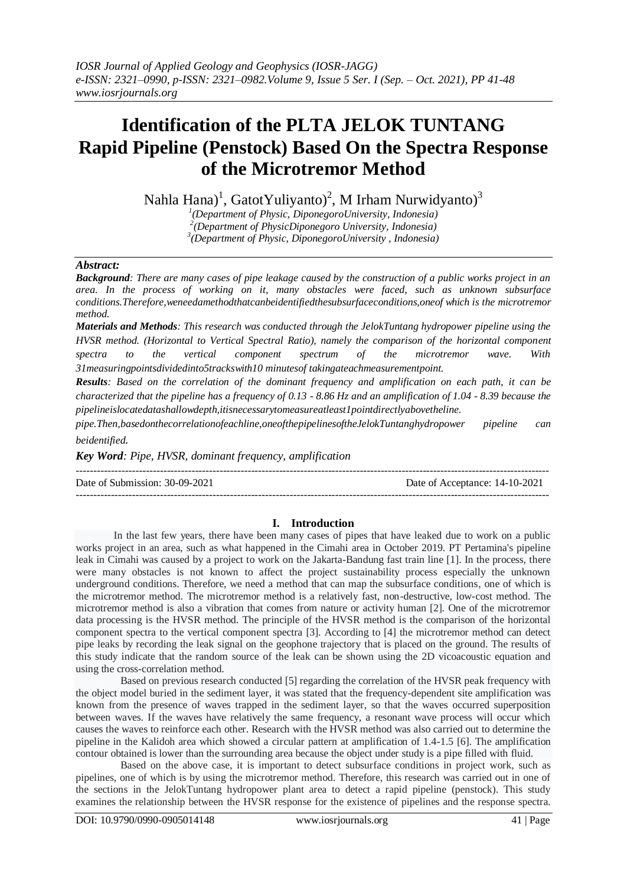# Identification of the PLTA JELOK TUNTANG Rapid Pipeline (Penstock) Based On the Spectra Response of the Microtremor Method

Nahla Hana)[1], GatotYuliyanto)[2], M Irham Nurwidyanto)[3]

[1](Department of Physic, DiponegoroUniversity, Indonesia)
[2](Department of PhysicDiponegoro University, Indonesia)
[3](Department of Physic, DiponegoroUniversity , Indonesia)

## *Abstract:*

***Background**: There are many cases of pipe leakage caused by the construction of a public works project in an area. In the process of working on it, many obstacles were faced, such as unknown subsurface conditions.Therefore,weneedamethodthatcanbeidentifiedthesubsurfaceconditions,oneof which is the microtremor method.*

***Materials and Methods**: This research was conducted through the JelokTuntang hydropower pipeline using the HVSR method. (Horizontal to Vertical Spectral Ratio), namely the comparison of the horizontal component spectra to the vertical component spectrum of the microtremor wave. With 31measuringpointsdividedinto5trackswith10 minutesof takingateachmeasurementpoint.*

***Results**: Based on the correlation of the dominant frequency and amplification on each path, it can be characterized that the pipeline has a frequency of 0.13 - 8.86 Hz and an amplification of 1.04 - 8.39 because the pipelineislocatedatashallowdepth,itisnecessarytomeasureatleast1pointdirectlyabovetheline. pipe.Then,basedonthecorrelationofeachline,oneofthepipelinesoftheJelokTuntanghydropower pipeline can beidentified.*

***Key Word**: Pipe, HVSR, dominant frequency, amplification*

Date of Submission: 30-09-2021 | Date of Acceptance: 14-10-2021

## I. Introduction

In the last few years, there have been many cases of pipes that have leaked due to work on a public works project in an area, such as what happened in the Cimahi area in October 2019. PT Pertamina's pipeline leak in Cimahi was caused by a project to work on the Jakarta-Bandung fast train line [1]. In the process, there were many obstacles is not known to affect the project sustainability process especially the unknown underground conditions. Therefore, we need a method that can map the subsurface conditions, one of which is the microtremor method. The microtremor method is a relatively fast, non-destructive, low-cost method. The microtremor method is also a vibration that comes from nature or activity human [2]. One of the microtremor data processing is the HVSR method. The principle of the HVSR method is the comparison of the horizontal component spectra to the vertical component spectra [3]. According to [4] the microtremor method can detect pipe leaks by recording the leak signal on the geophone trajectory that is placed on the ground. The results of this study indicate that the random source of the leak can be shown using the 2D vicoacoustic equation and using the cross-correlation method.

Based on previous research conducted [5] regarding the correlation of the HVSR peak frequency with the object model buried in the sediment layer, it was stated that the frequency-dependent site amplification was known from the presence of waves trapped in the sediment layer, so that the waves occurred superposition between waves. If the waves have relatively the same frequency, a resonant wave process will occur which causes the waves to reinforce each other. Research with the HVSR method was also carried out to determine the pipeline in the Kalidoh area which showed a circular pattern at amplification of 1.4-1.5 [6]. The amplification contour obtained is lower than the surrounding area because the object under study is a pipe filled with fluid.

Based on the above case, it is important to detect subsurface conditions in project work, such as pipelines, one of which is by using the microtremor method. Therefore, this research was carried out in one of the sections in the JelokTuntang hydropower plant area to detect a rapid pipeline (penstock). This study examines the relationship between the HVSR response for the existence of pipelines and the response spectra.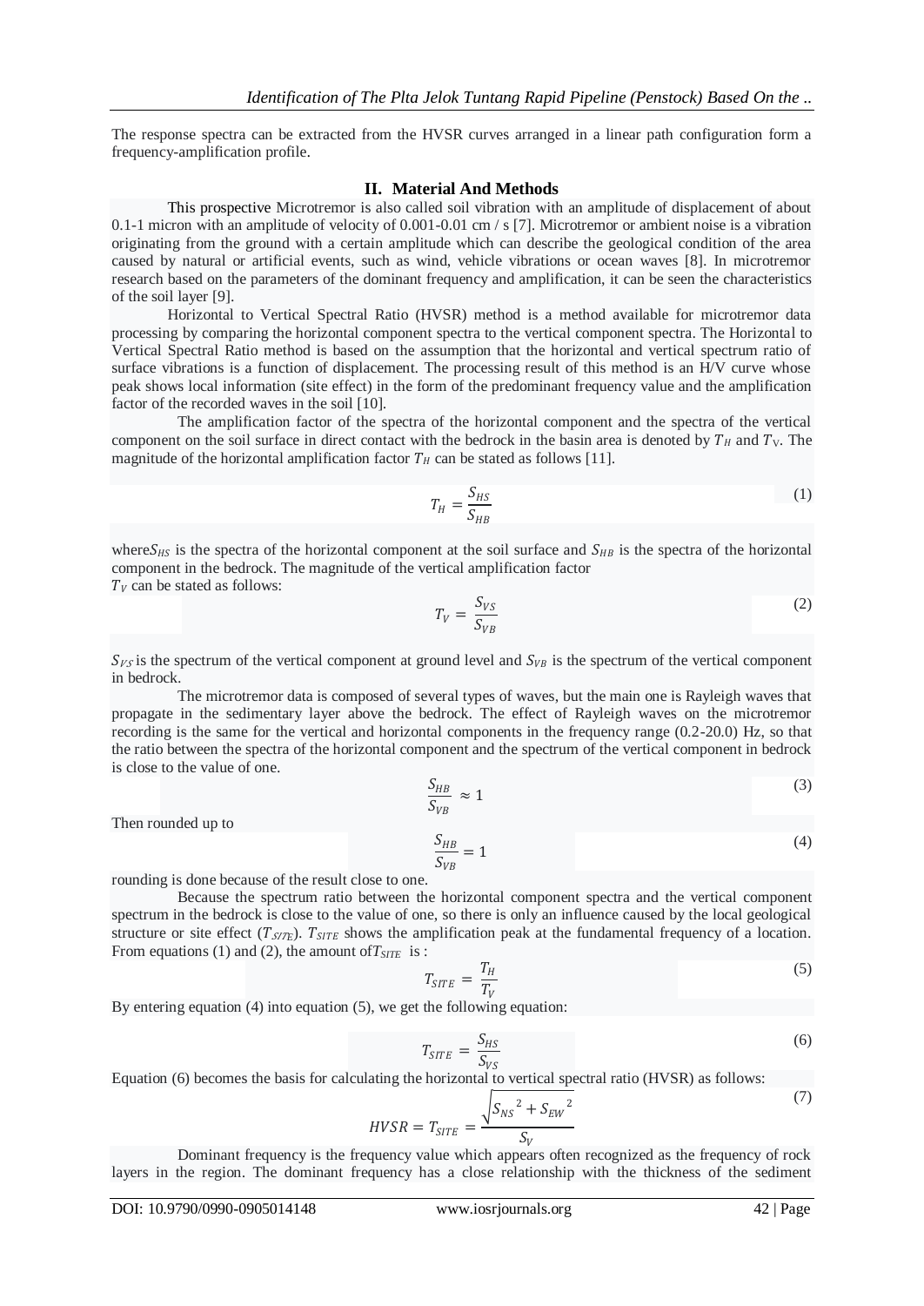The response spectra can be extracted from the HVSR curves arranged in a linear path configuration form a frequency-amplification profile.

## II. Material And Methods

This prospective Microtremor is also called soil vibration with an amplitude of displacement of about 0.1-1 micron with an amplitude of velocity of 0.001-0.01 cm / s [7]. Microtremor or ambient noise is a vibration originating from the ground with a certain amplitude which can describe the geological condition of the area caused by natural or artificial events, such as wind, vehicle vibrations or ocean waves [8]. In microtremor research based on the parameters of the dominant frequency and amplification, it can be seen the characteristics of the soil layer [9].

Horizontal to Vertical Spectral Ratio (HVSR) method is a method available for microtremor data processing by comparing the horizontal component spectra to the vertical component spectra. The Horizontal to Vertical Spectral Ratio method is based on the assumption that the horizontal and vertical spectrum ratio of surface vibrations is a function of displacement. The processing result of this method is an H/V curve whose peak shows local information (site effect) in the form of the predominant frequency value and the amplification factor of the recorded waves in the soil [10].

The amplification factor of the spectra of the horizontal component and the spectra of the vertical component on the soil surface in direct contact with the bedrock in the basin area is denoted by $T_H$ and $T_V$. The magnitude of the horizontal amplification factor $T_H$ can be stated as follows [11].

$$T_H = \frac{S_{HS}}{S_{HB}} \tag{1}$$

where$S_{HS}$ is the spectra of the horizontal component at the soil surface and $S_{HB}$ is the spectra of the horizontal component in the bedrock. The magnitude of the vertical amplification factor
$T_V$ can be stated as follows:

$$T_V = \frac{S_{VS}}{S_{VB}} \tag{2}$$

$S_{VS}$ is the spectrum of the vertical component at ground level and $S_{VB}$ is the spectrum of the vertical component in bedrock.

The microtremor data is composed of several types of waves, but the main one is Rayleigh waves that propagate in the sedimentary layer above the bedrock. The effect of Rayleigh waves on the microtremor recording is the same for the vertical and horizontal components in the frequency range (0.2-20.0) Hz, so that the ratio between the spectra of the horizontal component and the spectrum of the vertical component in bedrock is close to the value of one.

$$\frac{S_{HB}}{S_{VB}} \approx 1 \tag{3}$$

Then rounded up to

$$\frac{S_{HB}}{S_{VB}} = 1 \tag{4}$$

rounding is done because of the result close to one.

Because the spectrum ratio between the horizontal component spectra and the vertical component spectrum in the bedrock is close to the value of one, so there is only an influence caused by the local geological structure or site effect ($T_{SITE}$). $T_{SITE}$ shows the amplification peak at the fundamental frequency of a location. From equations (1) and (2), the amount of$T_{SITE}$ is :

$$T_{SITE} = \frac{T_H}{T_V} \tag{5}$$

By entering equation (4) into equation (5), we get the following equation:

$$T_{SITE} = \frac{S_{HS}}{S_{VS}} \tag{6}$$

Equation (6) becomes the basis for calculating the horizontal to vertical spectral ratio (HVSR) as follows:

$$HVSR = T_{SITE} = \frac{\sqrt{{S_{NS}}^2 + {S_{EW}}^2}}{S_V} \tag{7}$$

Dominant frequency is the frequency value which appears often recognized as the frequency of rock layers in the region. The dominant frequency has a close relationship with the thickness of the sediment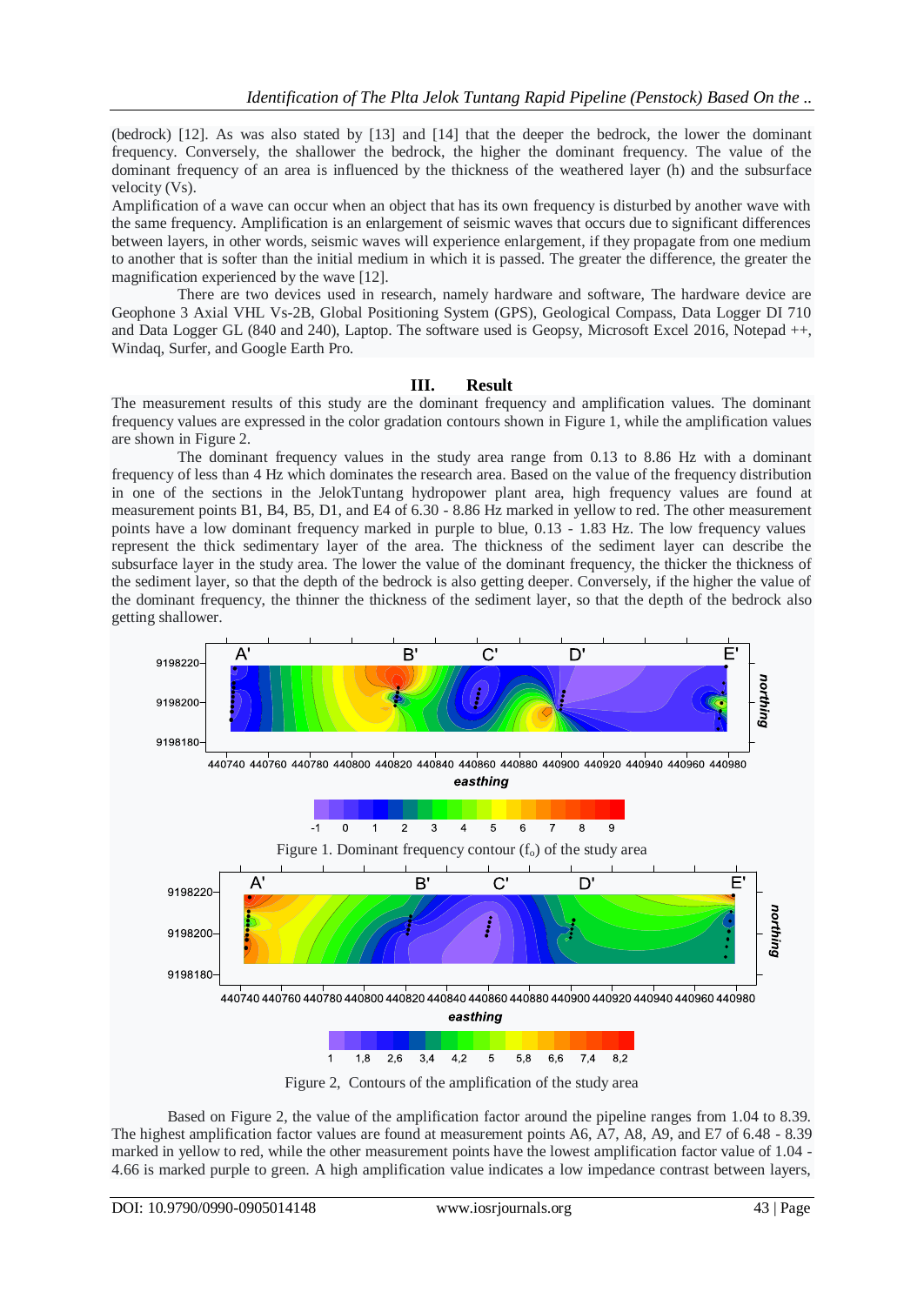(bedrock) [12]. As was also stated by [13] and [14] that the deeper the bedrock, the lower the dominant frequency. Conversely, the shallower the bedrock, the higher the dominant frequency. The value of the dominant frequency of an area is influenced by the thickness of the weathered layer (h) and the subsurface velocity (Vs).

Amplification of a wave can occur when an object that has its own frequency is disturbed by another wave with the same frequency. Amplification is an enlargement of seismic waves that occurs due to significant differences between layers, in other words, seismic waves will experience enlargement, if they propagate from one medium to another that is softer than the initial medium in which it is passed. The greater the difference, the greater the magnification experienced by the wave [12].

There are two devices used in research, namely hardware and software, The hardware device are Geophone 3 Axial VHL Vs-2B, Global Positioning System (GPS), Geological Compass, Data Logger DI 710 and Data Logger GL (840 and 240), Laptop. The software used is Geopsy, Microsoft Excel 2016, Notepad ++, Windaq, Surfer, and Google Earth Pro.

## III. Result

The measurement results of this study are the dominant frequency and amplification values. The dominant frequency values are expressed in the color gradation contours shown in Figure 1, while the amplification values are shown in Figure 2.

The dominant frequency values in the study area range from 0.13 to 8.86 Hz with a dominant frequency of less than 4 Hz which dominates the research area. Based on the value of the frequency distribution in one of the sections in the JelokTuntang hydropower plant area, high frequency values are found at measurement points B1, B4, B5, D1, and E4 of 6.30 - 8.86 Hz marked in yellow to red. The other measurement points have a low dominant frequency marked in purple to blue, 0.13 - 1.83 Hz. The low frequency values represent the thick sedimentary layer of the area. The thickness of the sediment layer can describe the subsurface layer in the study area. The lower the value of the dominant frequency, the thicker the thickness of the sediment layer, so that the depth of the bedrock is also getting deeper. Conversely, if the higher the value of the dominant frequency, the thinner the thickness of the sediment layer, so that the depth of the bedrock also getting shallower.

Figure 1. Dominant frequency contour ($f_o$) of the study area

Figure 2, Contours of the amplification of the study area

Based on Figure 2, the value of the amplification factor around the pipeline ranges from 1.04 to 8.39. The highest amplification factor values are found at measurement points A6, A7, A8, A9, and E7 of 6.48 - 8.39 marked in yellow to red, while the other measurement points have the lowest amplification factor value of 1.04 - 4.66 is marked purple to green. A high amplification value indicates a low impedance contrast between layers,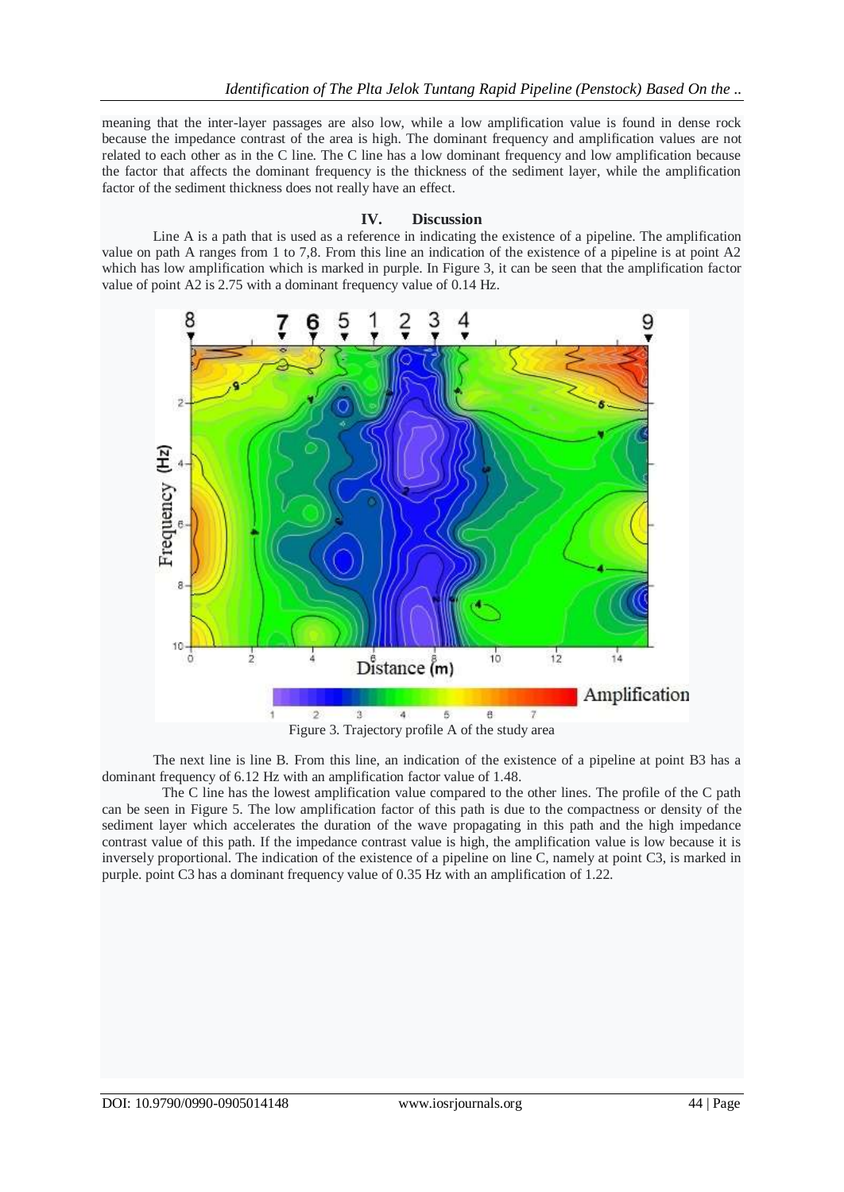meaning that the inter-layer passages are also low, while a low amplification value is found in dense rock because the impedance contrast of the area is high. The dominant frequency and amplification values are not related to each other as in the C line. The C line has a low dominant frequency and low amplification because the factor that affects the dominant frequency is the thickness of the sediment layer, while the amplification factor of the sediment thickness does not really have an effect.

## IV. Discussion

Line A is a path that is used as a reference in indicating the existence of a pipeline. The amplification value on path A ranges from 1 to 7,8. From this line an indication of the existence of a pipeline is at point A2 which has low amplification which is marked in purple. In Figure 3, it can be seen that the amplification factor value of point A2 is 2.75 with a dominant frequency value of 0.14 Hz.

Figure 3. Trajectory profile A of the study area

The next line is line B. From this line, an indication of the existence of a pipeline at point B3 has a dominant frequency of 6.12 Hz with an amplification factor value of 1.48.

The C line has the lowest amplification value compared to the other lines. The profile of the C path can be seen in Figure 5. The low amplification factor of this path is due to the compactness or density of the sediment layer which accelerates the duration of the wave propagating in this path and the high impedance contrast value of this path. If the impedance contrast value is high, the amplification value is low because it is inversely proportional. The indication of the existence of a pipeline on line C, namely at point C3, is marked in purple. point C3 has a dominant frequency value of 0.35 Hz with an amplification of 1.22.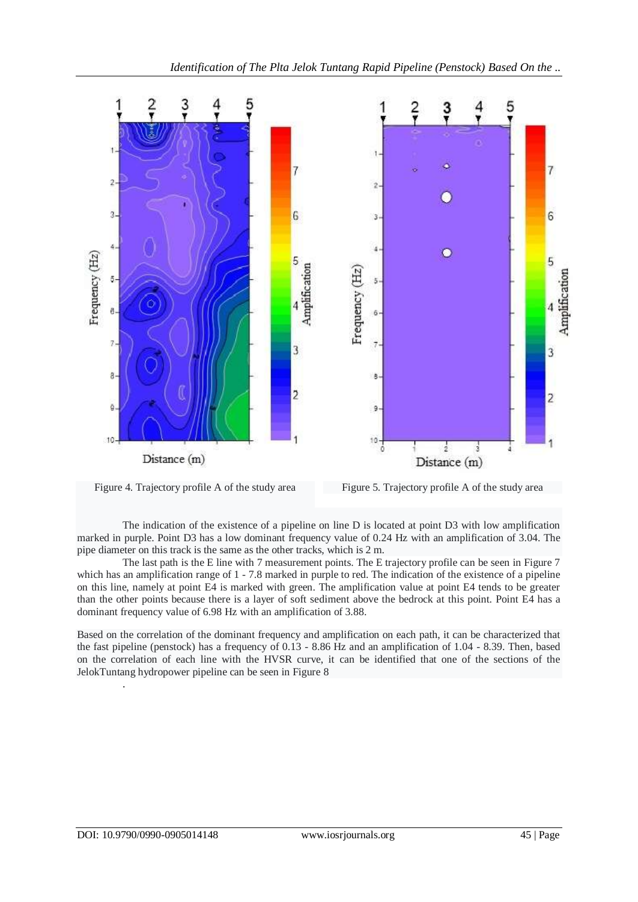Figure 4. Trajectory profile A of the study area

Figure 5. Trajectory profile A of the study area

The indication of the existence of a pipeline on line D is located at point D3 with low amplification marked in purple. Point D3 has a low dominant frequency value of 0.24 Hz with an amplification of 3.04. The pipe diameter on this track is the same as the other tracks, which is 2 m.

The last path is the E line with 7 measurement points. The E trajectory profile can be seen in Figure 7 which has an amplification range of 1 - 7.8 marked in purple to red. The indication of the existence of a pipeline on this line, namely at point E4 is marked with green. The amplification value at point E4 tends to be greater than the other points because there is a layer of soft sediment above the bedrock at this point. Point E4 has a dominant frequency value of 6.98 Hz with an amplification of 3.88.

Based on the correlation of the dominant frequency and amplification on each path, it can be characterized that the fast pipeline (penstock) has a frequency of 0.13 - 8.86 Hz and an amplification of 1.04 - 8.39. Then, based on the correlation of each line with the HVSR curve, it can be identified that one of the sections of the JelokTuntang hydropower pipeline can be seen in Figure 8

.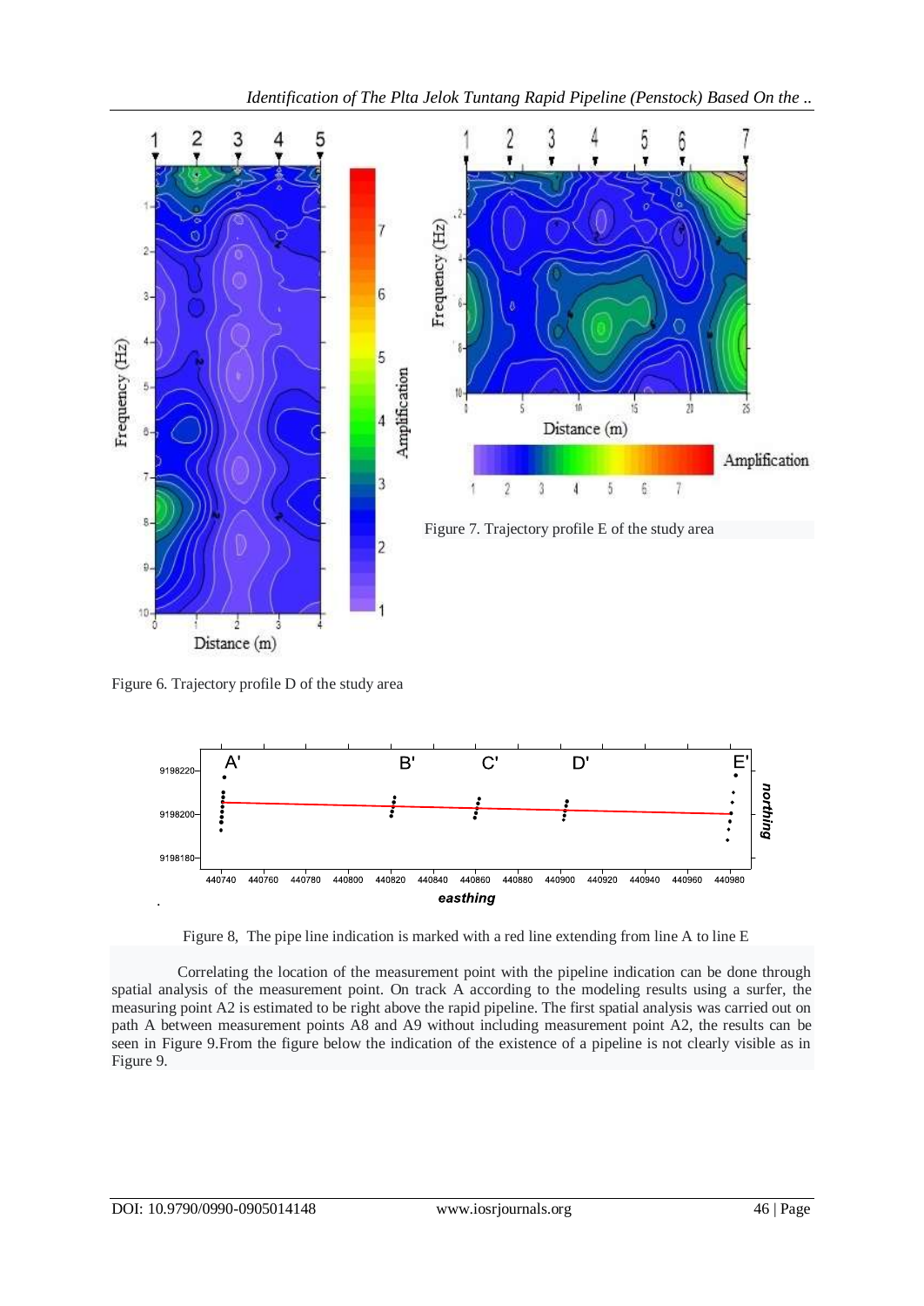Figure 6. Trajectory profile D of the study area

Figure 7. Trajectory profile E of the study area

Figure 8, The pipe line indication is marked with a red line extending from line A to line E

Correlating the location of the measurement point with the pipeline indication can be done through spatial analysis of the measurement point. On track A according to the modeling results using a surfer, the measuring point A2 is estimated to be right above the rapid pipeline. The first spatial analysis was carried out on path A between measurement points A8 and A9 without including measurement point A2, the results can be seen in Figure 9.From the figure below the indication of the existence of a pipeline is not clearly visible as in Figure 9.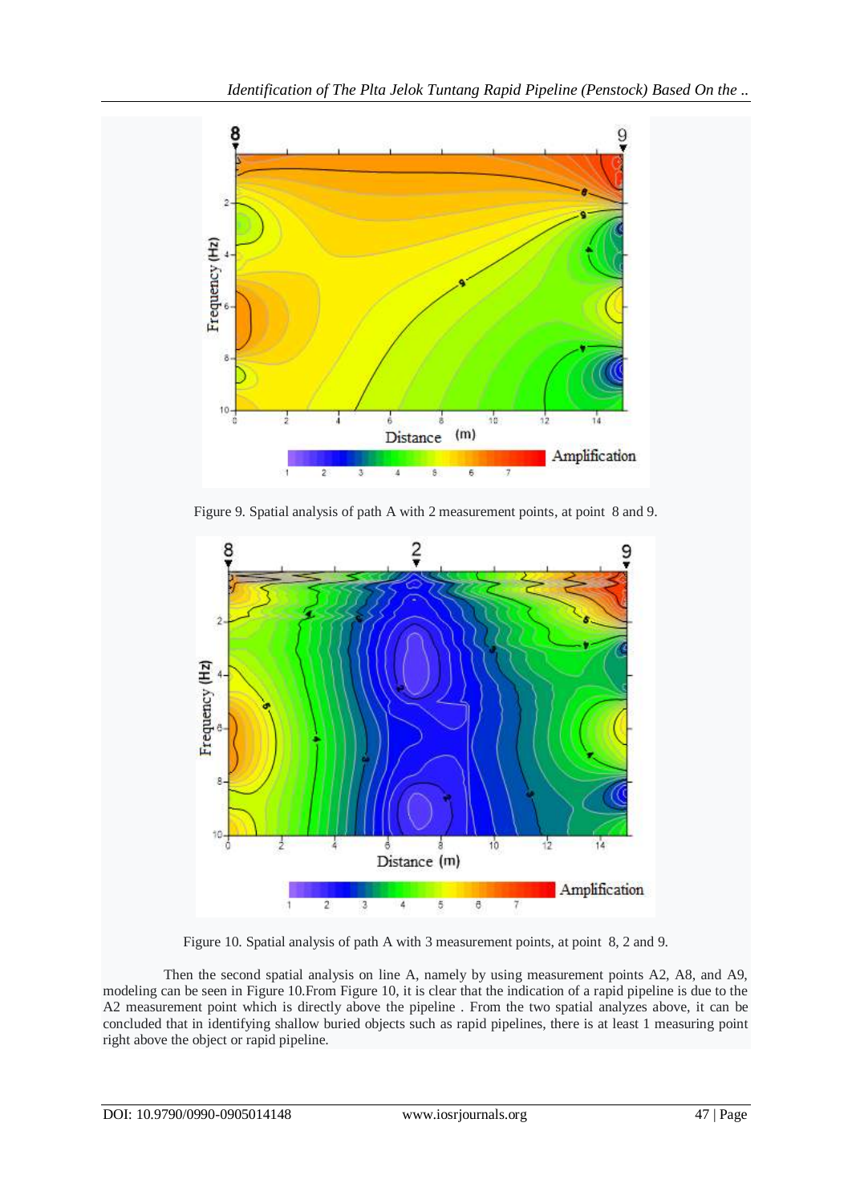Figure 9. Spatial analysis of path A with 2 measurement points, at point 8 and 9.

Figure 10. Spatial analysis of path A with 3 measurement points, at point 8, 2 and 9.

Then the second spatial analysis on line A, namely by using measurement points A2, A8, and A9, modeling can be seen in Figure 10.From Figure 10, it is clear that the indication of a rapid pipeline is due to the A2 measurement point which is directly above the pipeline . From the two spatial analyzes above, it can be concluded that in identifying shallow buried objects such as rapid pipelines, there is at least 1 measuring point right above the object or rapid pipeline.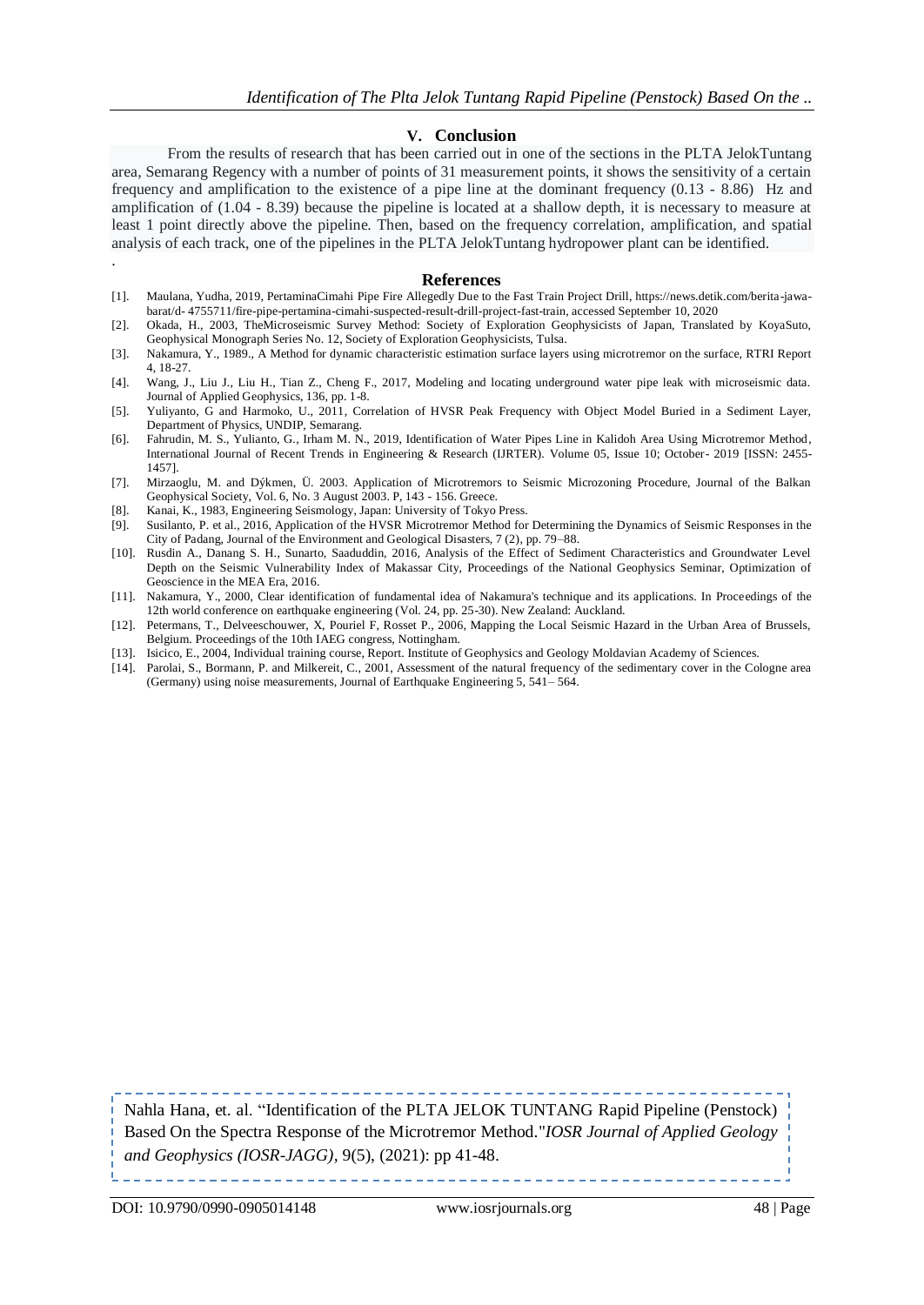## V. Conclusion

From the results of research that has been carried out in one of the sections in the PLTA JelokTuntang area, Semarang Regency with a number of points of 31 measurement points, it shows the sensitivity of a certain frequency and amplification to the existence of a pipe line at the dominant frequency (0.13 - 8.86) Hz and amplification of (1.04 - 8.39) because the pipeline is located at a shallow depth, it is necessary to measure at least 1 point directly above the pipeline. Then, based on the frequency correlation, amplification, and spatial analysis of each track, one of the pipelines in the PLTA JelokTuntang hydropower plant can be identified.

.

## References

[1]. Maulana, Yudha, 2019, PertaminaCimahi Pipe Fire Allegedly Due to the Fast Train Project Drill, https://news.detik.com/berita-jawa-barat/d- 4755711/fire-pipe-pertamina-cimahi-suspected-result-drill-project-fast-train, accessed September 10, 2020

[2]. Okada, H., 2003, TheMicroseismic Survey Method: Society of Exploration Geophysicists of Japan, Translated by KoyaSuto, Geophysical Monograph Series No. 12, Society of Exploration Geophysicists, Tulsa.

[3]. Nakamura, Y., 1989., A Method for dynamic characteristic estimation surface layers using microtremor on the surface, RTRI Report 4, 18-27.

[4]. Wang, J., Liu J., Liu H., Tian Z., Cheng F., 2017, Modeling and locating underground water pipe leak with microseismic data. Journal of Applied Geophysics, 136, pp. 1-8.

[5]. Yuliyanto, G and Harmoko, U., 2011, Correlation of HVSR Peak Frequency with Object Model Buried in a Sediment Layer, Department of Physics, UNDIP, Semarang.

[6]. Fahrudin, M. S., Yulianto, G., Irham M. N., 2019, Identification of Water Pipes Line in Kalidoh Area Using Microtremor Method, International Journal of Recent Trends in Engineering & Research (IJRTER). Volume 05, Issue 10; October- 2019 [ISSN: 2455-1457].

[7]. Mirzaoglu, M. and Dýkmen, Ü. 2003. Application of Microtremors to Seismic Microzoning Procedure, Journal of the Balkan Geophysical Society, Vol. 6, No. 3 August 2003. P, 143 - 156. Greece.

[8]. Kanai, K., 1983, Engineering Seismology, Japan: University of Tokyo Press.

[9]. Susilanto, P. et al., 2016, Application of the HVSR Microtremor Method for Determining the Dynamics of Seismic Responses in the City of Padang, Journal of the Environment and Geological Disasters, 7 (2), pp. 79–88.

[10]. Rusdin A., Danang S. H., Sunarto, Saaduddin, 2016, Analysis of the Effect of Sediment Characteristics and Groundwater Level Depth on the Seismic Vulnerability Index of Makassar City, Proceedings of the National Geophysics Seminar, Optimization of Geoscience in the MEA Era, 2016.

[11]. Nakamura, Y., 2000, Clear identification of fundamental idea of Nakamura's technique and its applications. In Proceedings of the 12th world conference on earthquake engineering (Vol. 24, pp. 25-30). New Zealand: Auckland.

[12]. Petermans, T., Delveeschouwer, X, Pouriel F, Rosset P., 2006, Mapping the Local Seismic Hazard in the Urban Area of Brussels, Belgium. Proceedings of the 10th IAEG congress, Nottingham.

[13]. Isicico, E., 2004, Individual training course, Report. Institute of Geophysics and Geology Moldavian Academy of Sciences.

[14]. Parolai, S., Bormann, P. and Milkereit, C., 2001, Assessment of the natural frequency of the sedimentary cover in the Cologne area (Germany) using noise measurements, Journal of Earthquake Engineering 5, 541– 564.

Nahla Hana, et. al. "Identification of the PLTA JELOK TUNTANG Rapid Pipeline (Penstock) Based On the Spectra Response of the Microtremor Method."*IOSR Journal of Applied Geology and Geophysics (IOSR-JAGG)*, 9(5), (2021): pp 41-48.